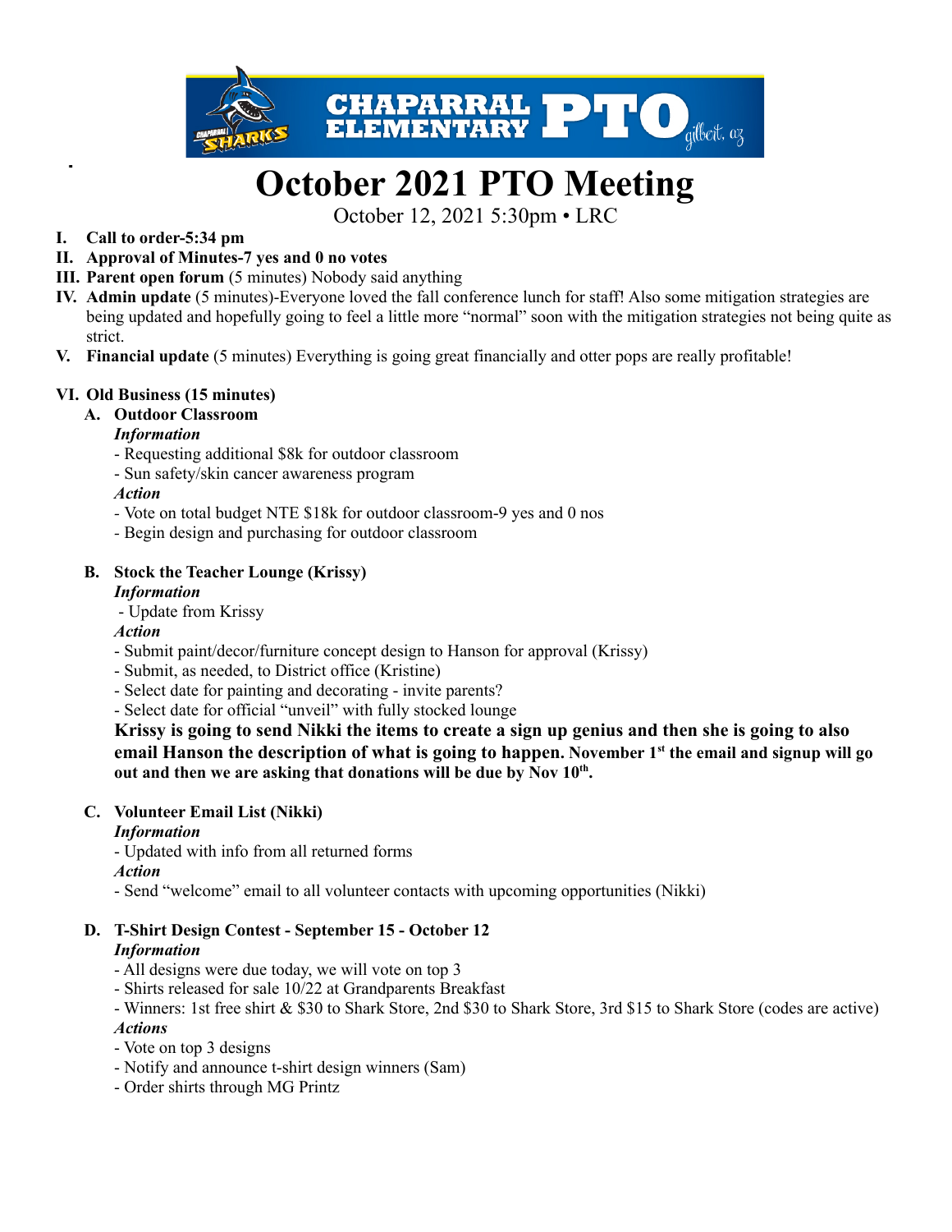# October 2021 PTO Meeting

October 12, 2021 5:30pm • LRC

**I. Call to order-5:34 pm**

**II. Approval of Minutes-7 yes and 0 no votes**

**III. Parent open forum** (5 minutes) Nobody said anything

**IV. Admin update** (5 minutes)-Everyone loved the fall conference lunch for staff! Also some mitigation strategies are being updated and hopefully going to feel a little more "normal" soon with the mitigation strategies not being quite as strict.

**V. Financial update** (5 minutes) Everything is going great financially and otter pops are really profitable!

**VI. Old Business (15 minutes)**

**A. Outdoor Classroom**

***Information***

- Requesting additional $8k for outdoor classroom
- Sun safety/skin cancer awareness program

***Action***

- Vote on total budget NTE $18k for outdoor classroom-9 yes and 0 nos
- Begin design and purchasing for outdoor classroom

**B. Stock the Teacher Lounge (Krissy)**

***Information***

- Update from Krissy

***Action***

- Submit paint/decor/furniture concept design to Hanson for approval (Krissy)
- Submit, as needed, to District office (Kristine)
- Select date for painting and decorating - invite parents?
- Select date for official "unveil" with fully stocked lounge

**Krissy is going to send Nikki the items to create a sign up genius and then she is going to also email Hanson the description of what is going to happen. November 1st the email and signup will go out and then we are asking that donations will be due by Nov 10th.**

**C. Volunteer Email List (Nikki)**

***Information***

- Updated with info from all returned forms

***Action***

- Send "welcome" email to all volunteer contacts with upcoming opportunities (Nikki)

**D. T-Shirt Design Contest - September 15 - October 12**

***Information***

- All designs were due today, we will vote on top 3
- Shirts released for sale 10/22 at Grandparents Breakfast
- Winners: 1st free shirt & $30 to Shark Store, 2nd $30 to Shark Store, 3rd $15 to Shark Store (codes are active)

***Actions***

- Vote on top 3 designs
- Notify and announce t-shirt design winners (Sam)
- Order shirts through MG Printz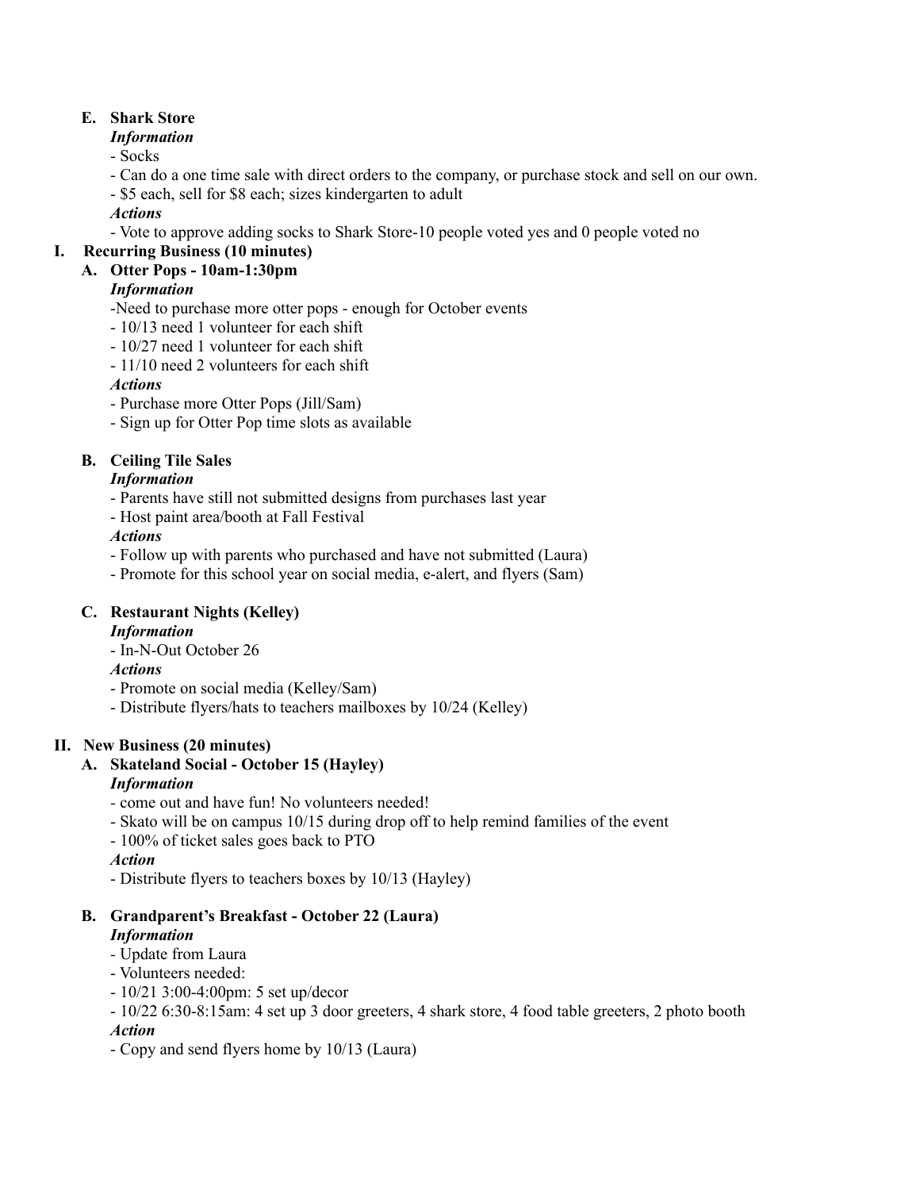E. **Shark Store**

*Information*

- Socks
- Can do a one time sale with direct orders to the company, or purchase stock and sell on our own.
- $5 each, sell for $8 each; sizes kindergarten to adult

*Actions*

- Vote to approve adding socks to Shark Store-10 people voted yes and 0 people voted no

## I. Recurring Business (10 minutes)

### A. Otter Pops - 10am-1:30pm

*Information*

-Need to purchase more otter pops - enough for October events
- 10/13 need 1 volunteer for each shift
- 10/27 need 1 volunteer for each shift
- 11/10 need 2 volunteers for each shift

*Actions*

- Purchase more Otter Pops (Jill/Sam)
- Sign up for Otter Pop time slots as available

### B. Ceiling Tile Sales

*Information*

- Parents have still not submitted designs from purchases last year
- Host paint area/booth at Fall Festival

*Actions*

- Follow up with parents who purchased and have not submitted (Laura)
- Promote for this school year on social media, e-alert, and flyers (Sam)

### C. Restaurant Nights (Kelley)

*Information*

- In-N-Out October 26

*Actions*

- Promote on social media (Kelley/Sam)
- Distribute flyers/hats to teachers mailboxes by 10/24 (Kelley)

## II. New Business (20 minutes)

### A. Skateland Social - October 15 (Hayley)

*Information*

- come out and have fun! No volunteers needed!
- Skato will be on campus 10/15 during drop off to help remind families of the event
- 100% of ticket sales goes back to PTO

*Action*

- Distribute flyers to teachers boxes by 10/13 (Hayley)

### B. Grandparent's Breakfast - October 22 (Laura)

*Information*

- Update from Laura
- Volunteers needed:
- 10/21 3:00-4:00pm: 5 set up/decor
- 10/22 6:30-8:15am: 4 set up 3 door greeters, 4 shark store, 4 food table greeters, 2 photo booth

*Action*

- Copy and send flyers home by 10/13 (Laura)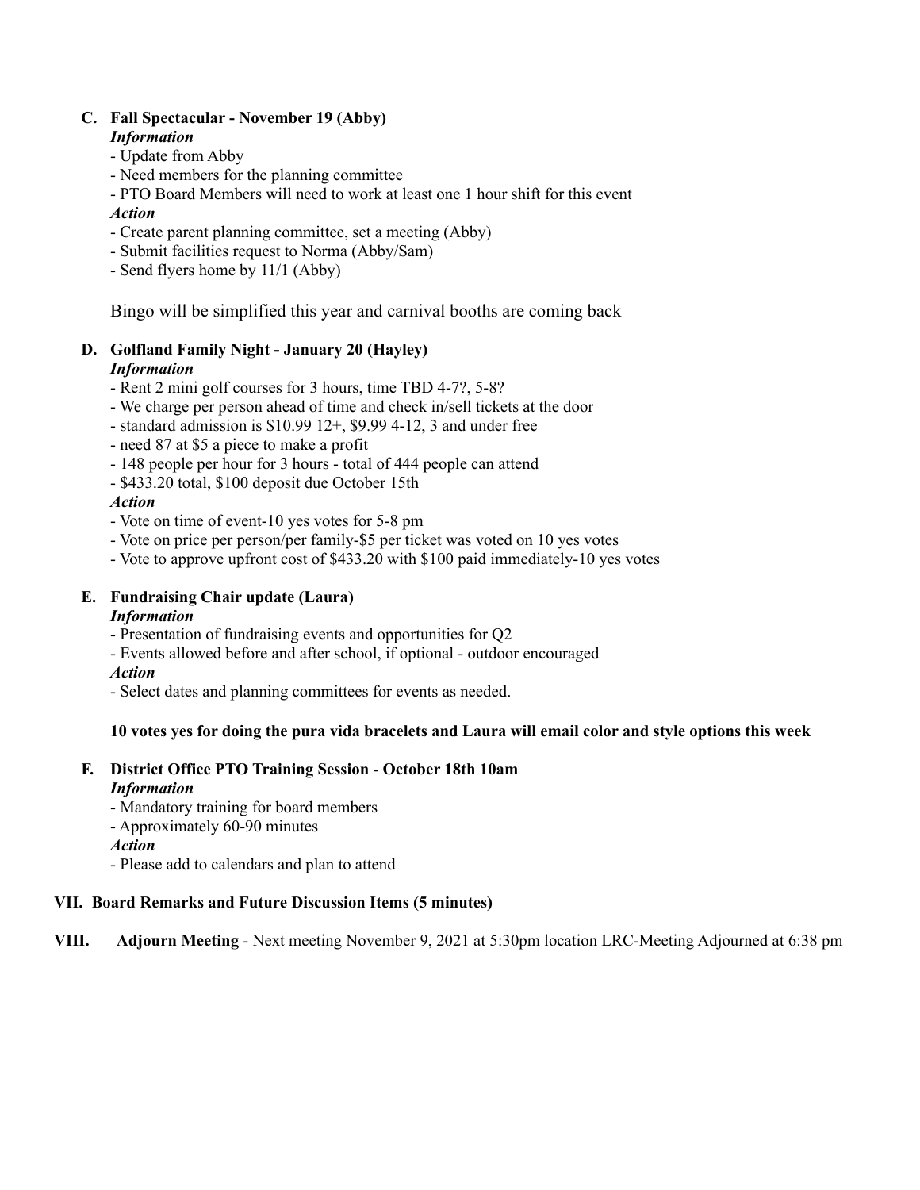**C. Fall Spectacular - November 19 (Abby)**

***Information***

- Update from Abby
- Need members for the planning committee
- PTO Board Members will need to work at least one 1 hour shift for this event

***Action***

- Create parent planning committee, set a meeting (Abby)
- Submit facilities request to Norma (Abby/Sam)
- Send flyers home by 11/1 (Abby)

Bingo will be simplified this year and carnival booths are coming back

**D. Golfland Family Night - January 20 (Hayley)**

***Information***

- Rent 2 mini golf courses for 3 hours, time TBD 4-7?, 5-8?
- We charge per person ahead of time and check in/sell tickets at the door
- standard admission is $10.99 12+, $9.99 4-12, 3 and under free
- need 87 at $5 a piece to make a profit
- 148 people per hour for 3 hours - total of 444 people can attend
- $433.20 total, $100 deposit due October 15th

***Action***

- Vote on time of event-10 yes votes for 5-8 pm
- Vote on price per person/per family-$5 per ticket was voted on 10 yes votes
- Vote to approve upfront cost of $433.20 with $100 paid immediately-10 yes votes

**E. Fundraising Chair update (Laura)**

***Information***

- Presentation of fundraising events and opportunities for Q2
- Events allowed before and after school, if optional - outdoor encouraged

***Action***

- Select dates and planning committees for events as needed.

**10 votes yes for doing the pura vida bracelets and Laura will email color and style options this week**

**F. District Office PTO Training Session - October 18th 10am**

***Information***

- Mandatory training for board members
- Approximately 60-90 minutes

***Action***

- Please add to calendars and plan to attend

**VII. Board Remarks and Future Discussion Items (5 minutes)**

**VIII. Adjourn Meeting** - Next meeting November 9, 2021 at 5:30pm location LRC-Meeting Adjourned at 6:38 pm